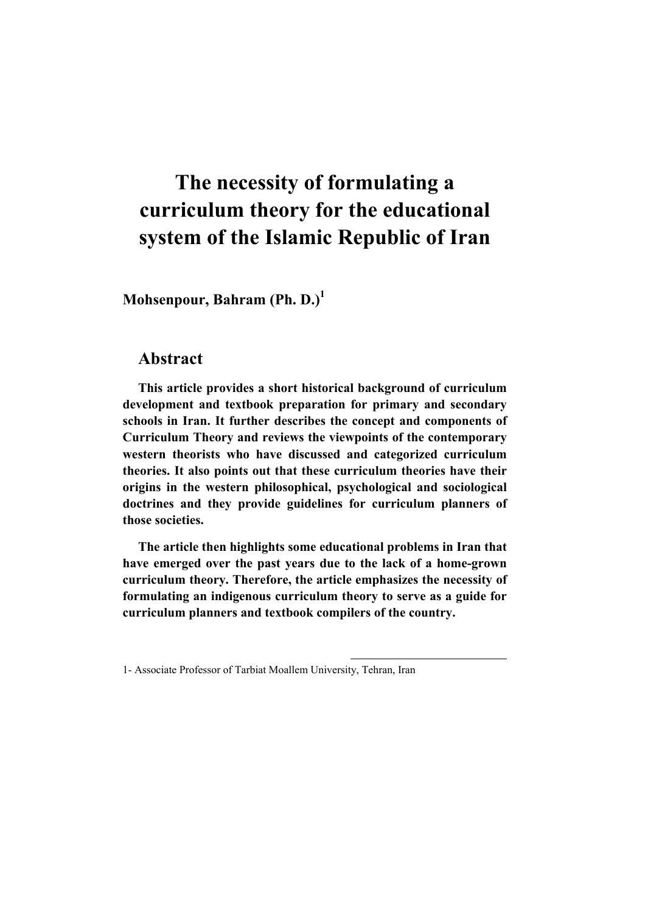# The necessity of formulating a curriculum theory for the educational system of the Islamic Republic of Iran

**Mohsenpour, Bahram (Ph. D.)[1]**

## Abstract

**This article provides a short historical background of curriculum development and textbook preparation for primary and secondary schools in Iran. It further describes the concept and components of Curriculum Theory and reviews the viewpoints of the contemporary western theorists who have discussed and categorized curriculum theories. It also points out that these curriculum theories have their origins in the western philosophical, psychological and sociological doctrines and they provide guidelines for curriculum planners of those societies.**

**The article then highlights some educational problems in Iran that have emerged over the past years due to the lack of a home-grown curriculum theory. Therefore, the article emphasizes the necessity of formulating an indigenous curriculum theory to serve as a guide for curriculum planners and textbook compilers of the country.**

---

1- Associate Professor of Tarbiat Moallem University, Tehran, Iran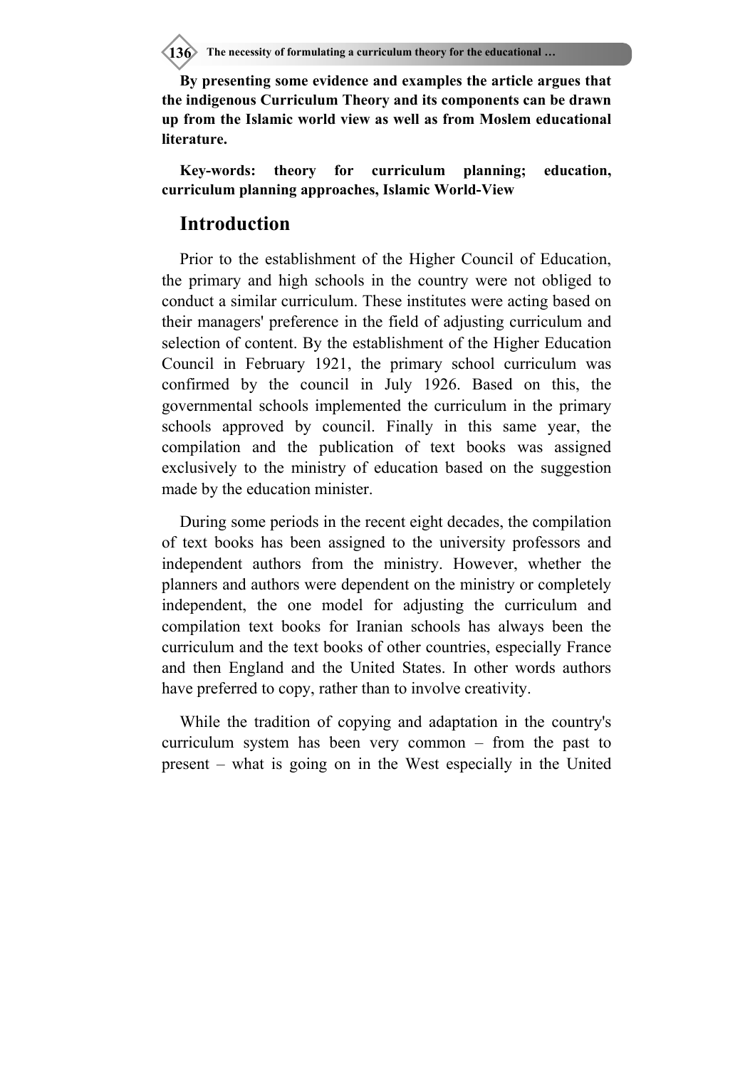**By presenting some evidence and examples the article argues that the indigenous Curriculum Theory and its components can be drawn up from the Islamic world view as well as from Moslem educational literature.**

**Key-words: theory for curriculum planning; education, curriculum planning approaches, Islamic World-View**

## Introduction

Prior to the establishment of the Higher Council of Education, the primary and high schools in the country were not obliged to conduct a similar curriculum. These institutes were acting based on their managers' preference in the field of adjusting curriculum and selection of content. By the establishment of the Higher Education Council in February 1921, the primary school curriculum was confirmed by the council in July 1926. Based on this, the governmental schools implemented the curriculum in the primary schools approved by council. Finally in this same year, the compilation and the publication of text books was assigned exclusively to the ministry of education based on the suggestion made by the education minister.

During some periods in the recent eight decades, the compilation of text books has been assigned to the university professors and independent authors from the ministry. However, whether the planners and authors were dependent on the ministry or completely independent, the one model for adjusting the curriculum and compilation text books for Iranian schools has always been the curriculum and the text books of other countries, especially France and then England and the United States. In other words authors have preferred to copy, rather than to involve creativity.

While the tradition of copying and adaptation in the country's curriculum system has been very common – from the past to present – what is going on in the West especially in the United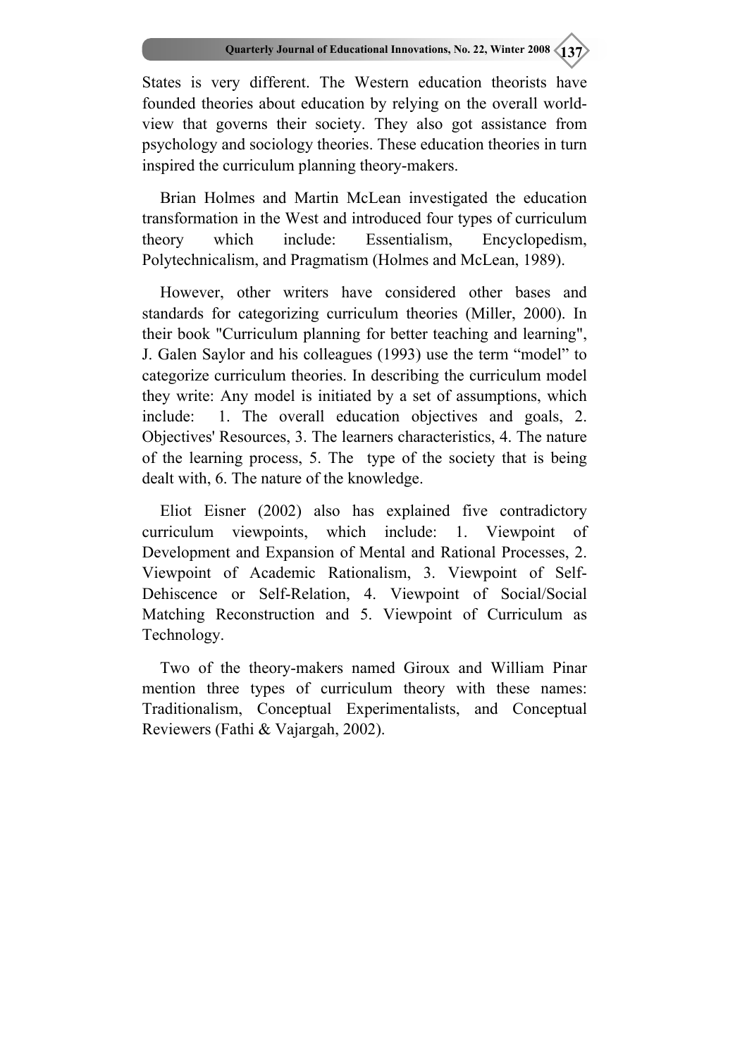States is very different. The Western education theorists have founded theories about education by relying on the overall world-view that governs their society. They also got assistance from psychology and sociology theories. These education theories in turn inspired the curriculum planning theory-makers.

Brian Holmes and Martin McLean investigated the education transformation in the West and introduced four types of curriculum theory which include: Essentialism, Encyclopedism, Polytechnicalism, and Pragmatism (Holmes and McLean, 1989).

However, other writers have considered other bases and standards for categorizing curriculum theories (Miller, 2000). In their book "Curriculum planning for better teaching and learning", J. Galen Saylor and his colleagues (1993) use the term “model” to categorize curriculum theories. In describing the curriculum model they write: Any model is initiated by a set of assumptions, which include: 1. The overall education objectives and goals, 2. Objectives' Resources, 3. The learners characteristics, 4. The nature of the learning process, 5. The type of the society that is being dealt with, 6. The nature of the knowledge.

Eliot Eisner (2002) also has explained five contradictory curriculum viewpoints, which include: 1. Viewpoint of Development and Expansion of Mental and Rational Processes, 2. Viewpoint of Academic Rationalism, 3. Viewpoint of Self-Dehiscence or Self-Relation, 4. Viewpoint of Social/Social Matching Reconstruction and 5. Viewpoint of Curriculum as Technology.

Two of the theory-makers named Giroux and William Pinar mention three types of curriculum theory with these names: Traditionalism, Conceptual Experimentalists, and Conceptual Reviewers (Fathi & Vajargah, 2002).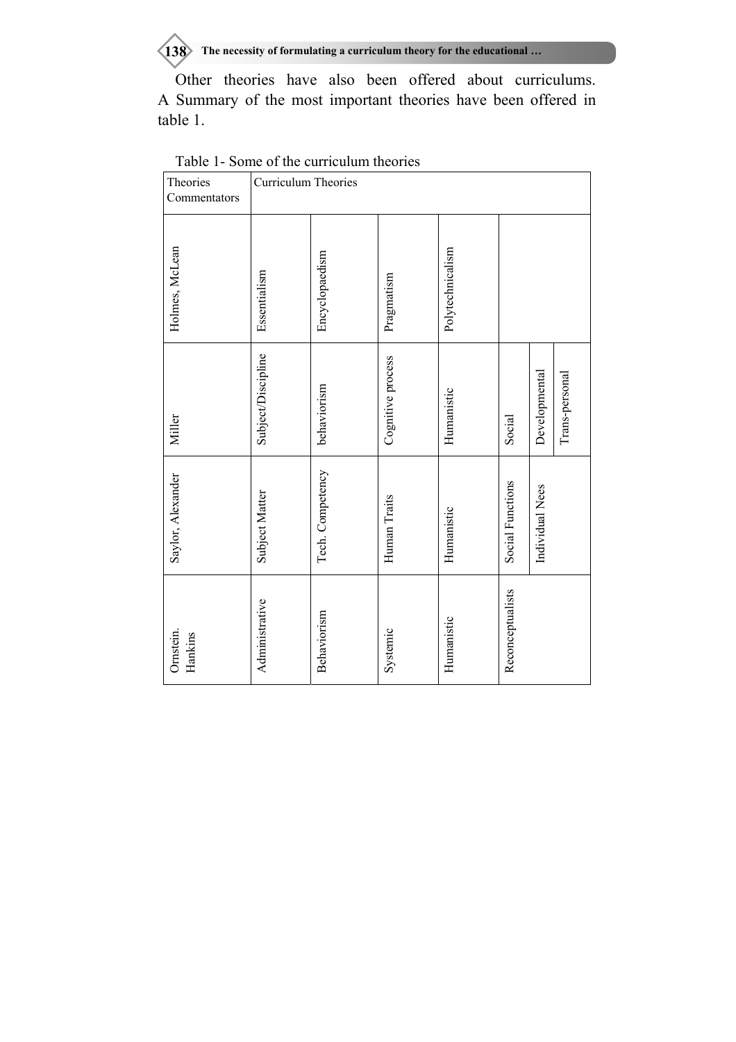Other theories have also been offered about curriculums. A Summary of the most important theories have been offered in table 1.

Table 1- Some of the curriculum theories

| Theories Commentators | Curriculum Theories | | | | | | |
|---|---|---|---|---|---|---|---|
| Holmes, McLean | Essentialism | Encyclopaedism | Pragmatism | Polytechnicalism | | | |
| Miller | Subject/Discipline | behaviorism | Cognitive process | Humanistic | Social | Developmental | Trans-personal |
| Saylor, Alexander | Subject Matter | Tech. Competency | Human Traits | Humanistic | Social Functions | Individual Nees | |
| Ornstein. Hankins | Administrative | Behaviorism | Systemic | Humanistic | Reconceptualists | | |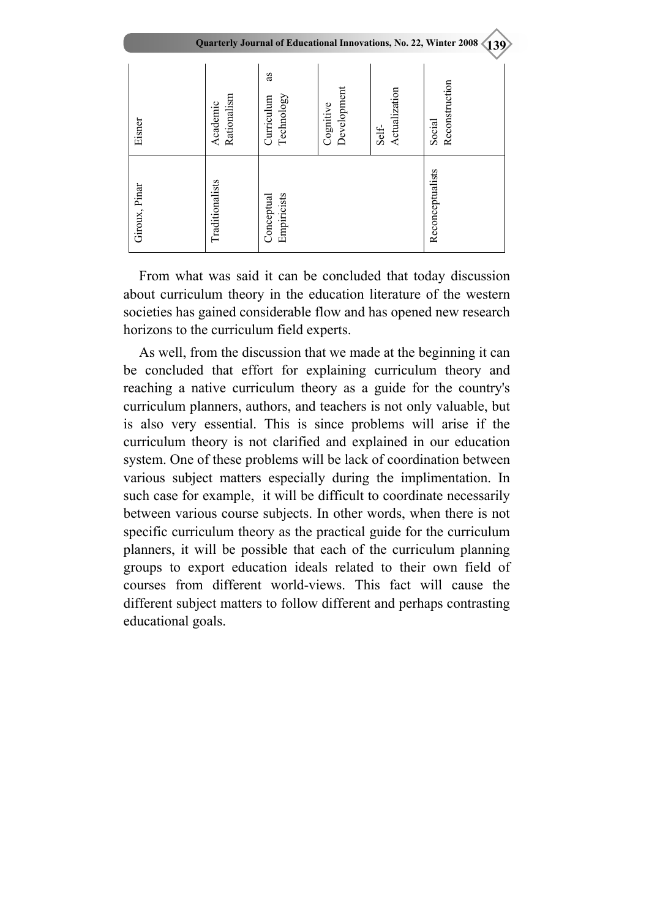| Eisner | Academic Rationalism | Curriculum as Technology | Cognitive Development | Self-Actualization | Social Reconstruction |
|---|---|---|---|---|---|
| Giroux, Pinar | Traditionalists | Conceptual Empiricists | | | Reconceptualists |

From what was said it can be concluded that today discussion about curriculum theory in the education literature of the western societies has gained considerable flow and has opened new research horizons to the curriculum field experts.

As well, from the discussion that we made at the beginning it can be concluded that effort for explaining curriculum theory and reaching a native curriculum theory as a guide for the country's curriculum planners, authors, and teachers is not only valuable, but is also very essential. This is since problems will arise if the curriculum theory is not clarified and explained in our education system. One of these problems will be lack of coordination between various subject matters especially during the implimentation. In such case for example, it will be difficult to coordinate necessarily between various course subjects. In other words, when there is not specific curriculum theory as the practical guide for the curriculum planners, it will be possible that each of the curriculum planning groups to export education ideals related to their own field of courses from different world-views. This fact will cause the different subject matters to follow different and perhaps contrasting educational goals.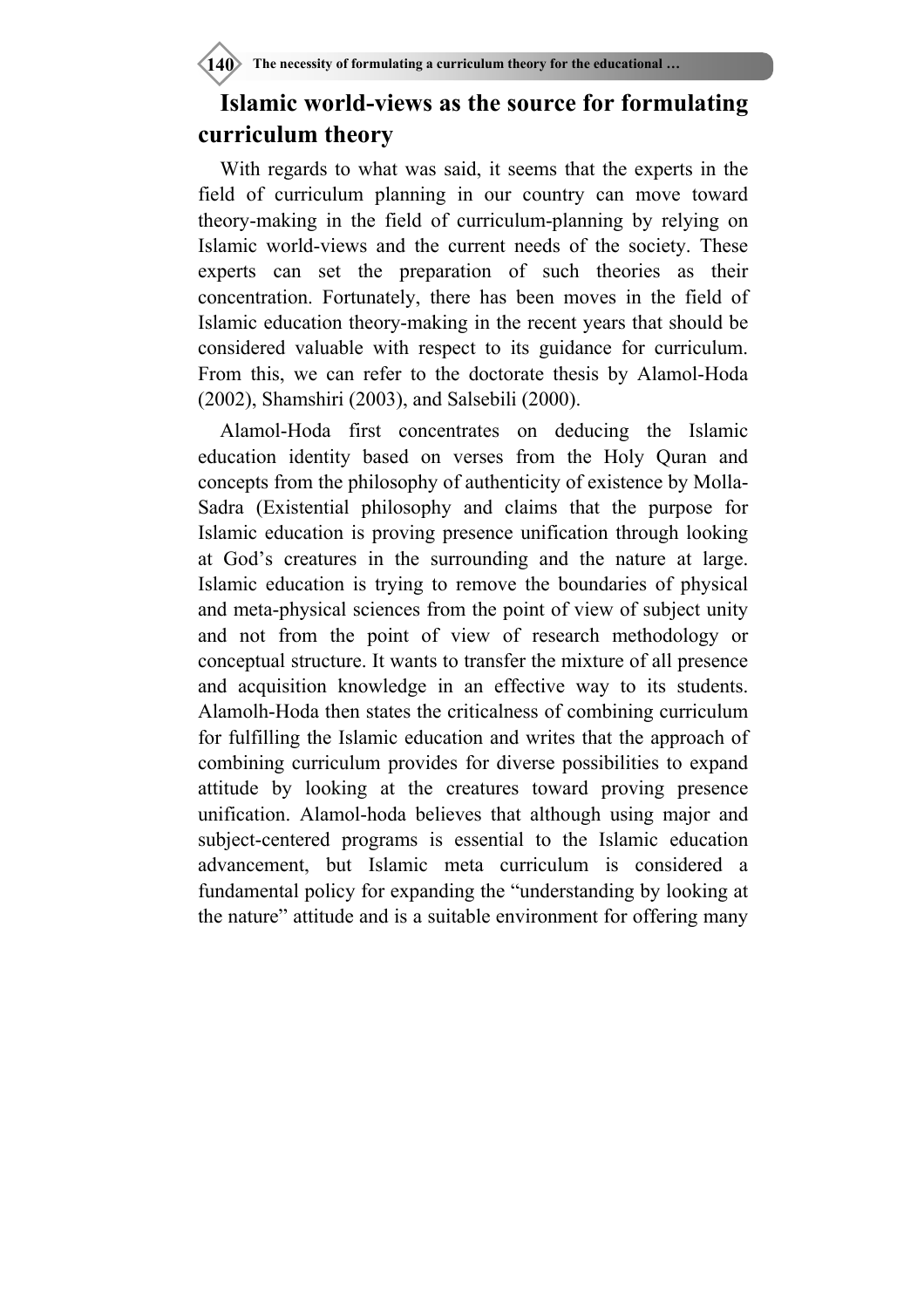## Islamic world-views as the source for formulating curriculum theory

With regards to what was said, it seems that the experts in the field of curriculum planning in our country can move toward theory-making in the field of curriculum-planning by relying on Islamic world-views and the current needs of the society. These experts can set the preparation of such theories as their concentration. Fortunately, there has been moves in the field of Islamic education theory-making in the recent years that should be considered valuable with respect to its guidance for curriculum. From this, we can refer to the doctorate thesis by Alamol-Hoda (2002), Shamshiri (2003), and Salsebili (2000).

Alamol-Hoda first concentrates on deducing the Islamic education identity based on verses from the Holy Quran and concepts from the philosophy of authenticity of existence by Molla-Sadra (Existential philosophy and claims that the purpose for Islamic education is proving presence unification through looking at God's creatures in the surrounding and the nature at large. Islamic education is trying to remove the boundaries of physical and meta-physical sciences from the point of view of subject unity and not from the point of view of research methodology or conceptual structure. It wants to transfer the mixture of all presence and acquisition knowledge in an effective way to its students. Alamolh-Hoda then states the criticalness of combining curriculum for fulfilling the Islamic education and writes that the approach of combining curriculum provides for diverse possibilities to expand attitude by looking at the creatures toward proving presence unification. Alamol-hoda believes that although using major and subject-centered programs is essential to the Islamic education advancement, but Islamic meta curriculum is considered a fundamental policy for expanding the "understanding by looking at the nature" attitude and is a suitable environment for offering many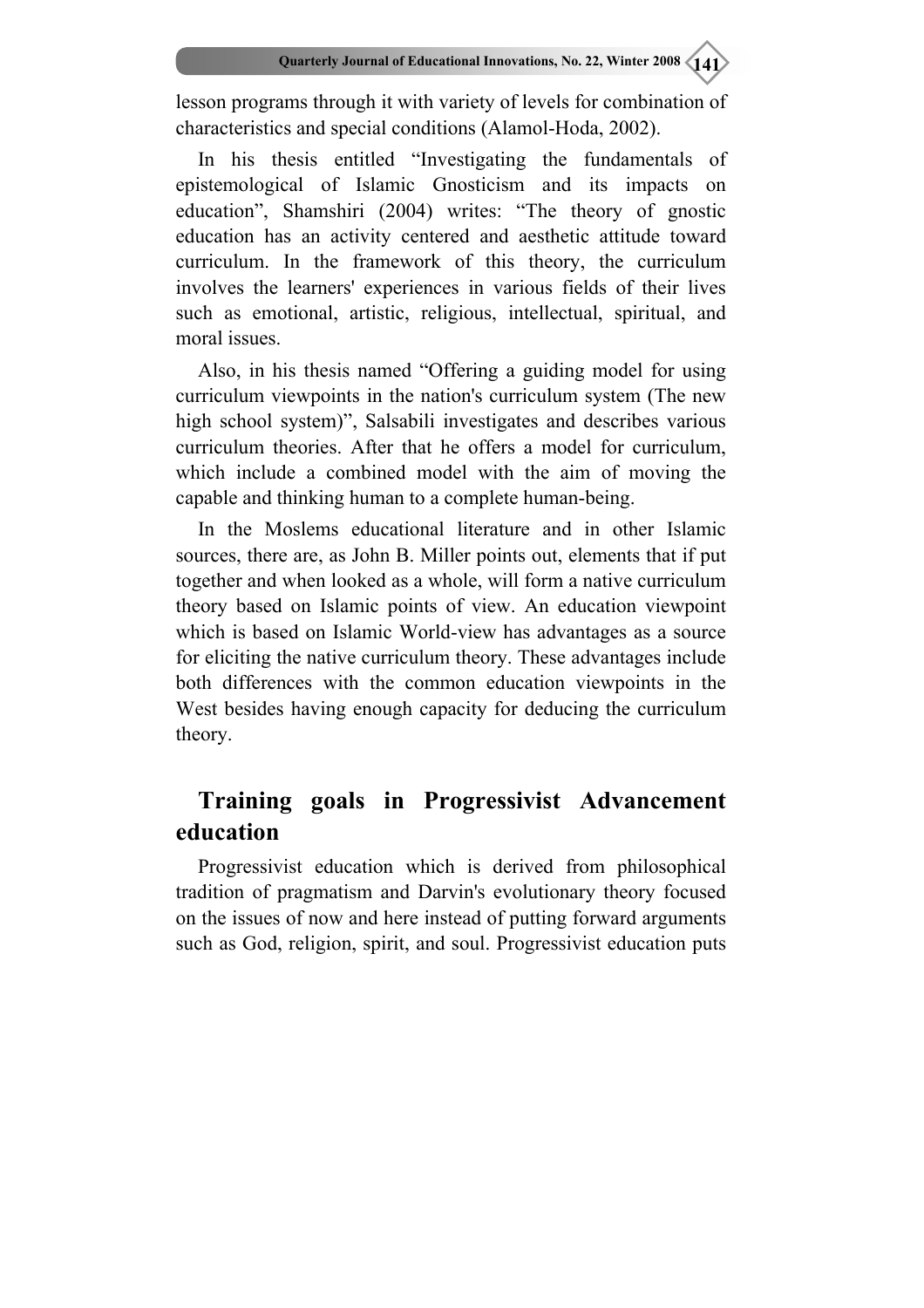lesson programs through it with variety of levels for combination of characteristics and special conditions (Alamol-Hoda, 2002).

In his thesis entitled “Investigating the fundamentals of epistemological of Islamic Gnosticism and its impacts on education”, Shamshiri (2004) writes: “The theory of gnostic education has an activity centered and aesthetic attitude toward curriculum. In the framework of this theory, the curriculum involves the learners' experiences in various fields of their lives such as emotional, artistic, religious, intellectual, spiritual, and moral issues.

Also, in his thesis named “Offering a guiding model for using curriculum viewpoints in the nation's curriculum system (The new high school system)”, Salsabili investigates and describes various curriculum theories. After that he offers a model for curriculum, which include a combined model with the aim of moving the capable and thinking human to a complete human-being.

In the Moslems educational literature and in other Islamic sources, there are, as John B. Miller points out, elements that if put together and when looked as a whole, will form a native curriculum theory based on Islamic points of view. An education viewpoint which is based on Islamic World-view has advantages as a source for eliciting the native curriculum theory. These advantages include both differences with the common education viewpoints in the West besides having enough capacity for deducing the curriculum theory.

## Training goals in Progressivist Advancement education

Progressivist education which is derived from philosophical tradition of pragmatism and Darvin's evolutionary theory focused on the issues of now and here instead of putting forward arguments such as God, religion, spirit, and soul. Progressivist education puts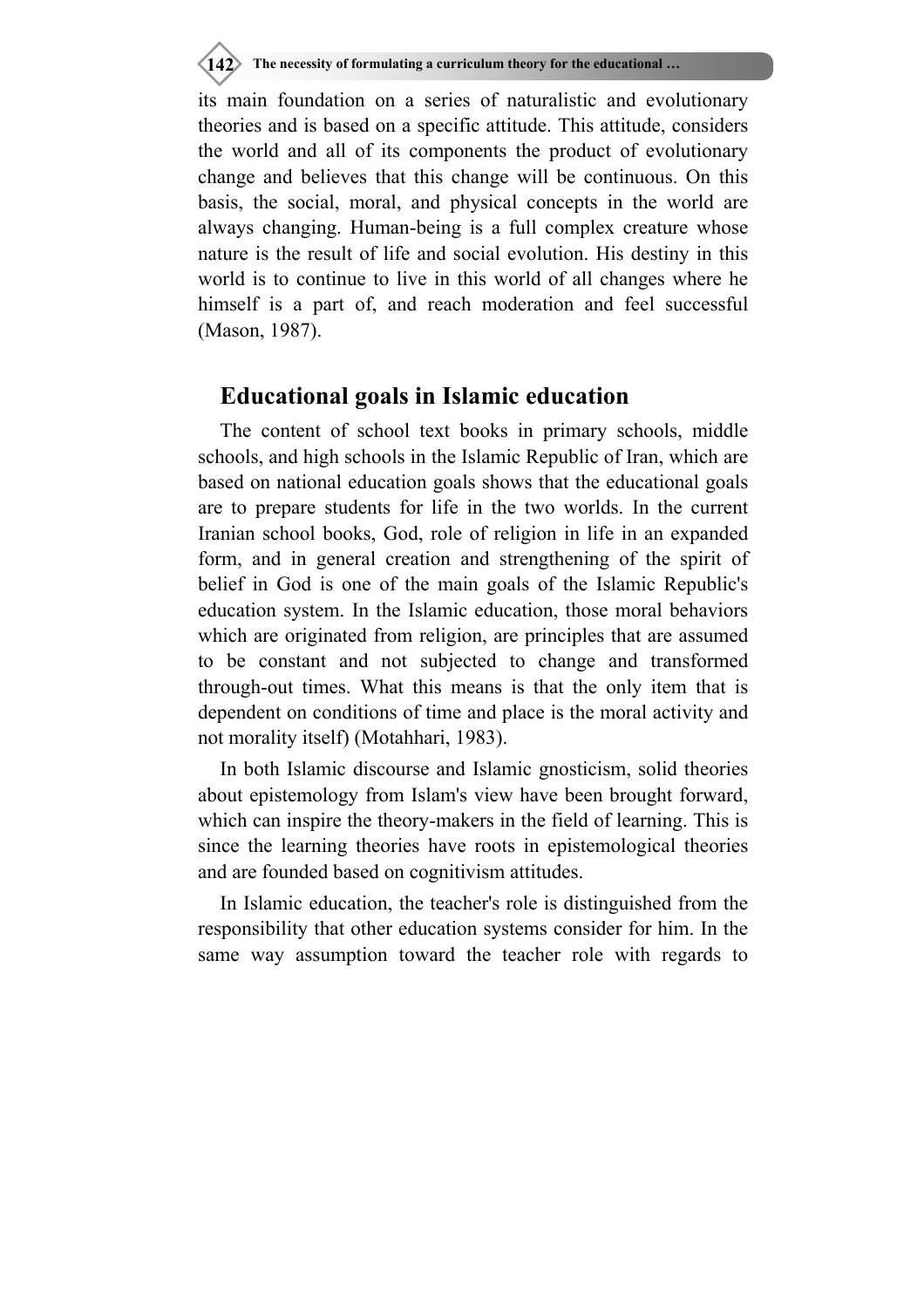its main foundation on a series of naturalistic and evolutionary theories and is based on a specific attitude. This attitude, considers the world and all of its components the product of evolutionary change and believes that this change will be continuous. On this basis, the social, moral, and physical concepts in the world are always changing. Human-being is a full complex creature whose nature is the result of life and social evolution. His destiny in this world is to continue to live in this world of all changes where he himself is a part of, and reach moderation and feel successful (Mason, 1987).

## Educational goals in Islamic education

The content of school text books in primary schools, middle schools, and high schools in the Islamic Republic of Iran, which are based on national education goals shows that the educational goals are to prepare students for life in the two worlds. In the current Iranian school books, God, role of religion in life in an expanded form, and in general creation and strengthening of the spirit of belief in God is one of the main goals of the Islamic Republic's education system. In the Islamic education, those moral behaviors which are originated from religion, are principles that are assumed to be constant and not subjected to change and transformed through-out times. What this means is that the only item that is dependent on conditions of time and place is the moral activity and not morality itself) (Motahhari, 1983).

In both Islamic discourse and Islamic gnosticism, solid theories about epistemology from Islam's view have been brought forward, which can inspire the theory-makers in the field of learning. This is since the learning theories have roots in epistemological theories and are founded based on cognitivism attitudes.

In Islamic education, the teacher's role is distinguished from the responsibility that other education systems consider for him. In the same way assumption toward the teacher role with regards to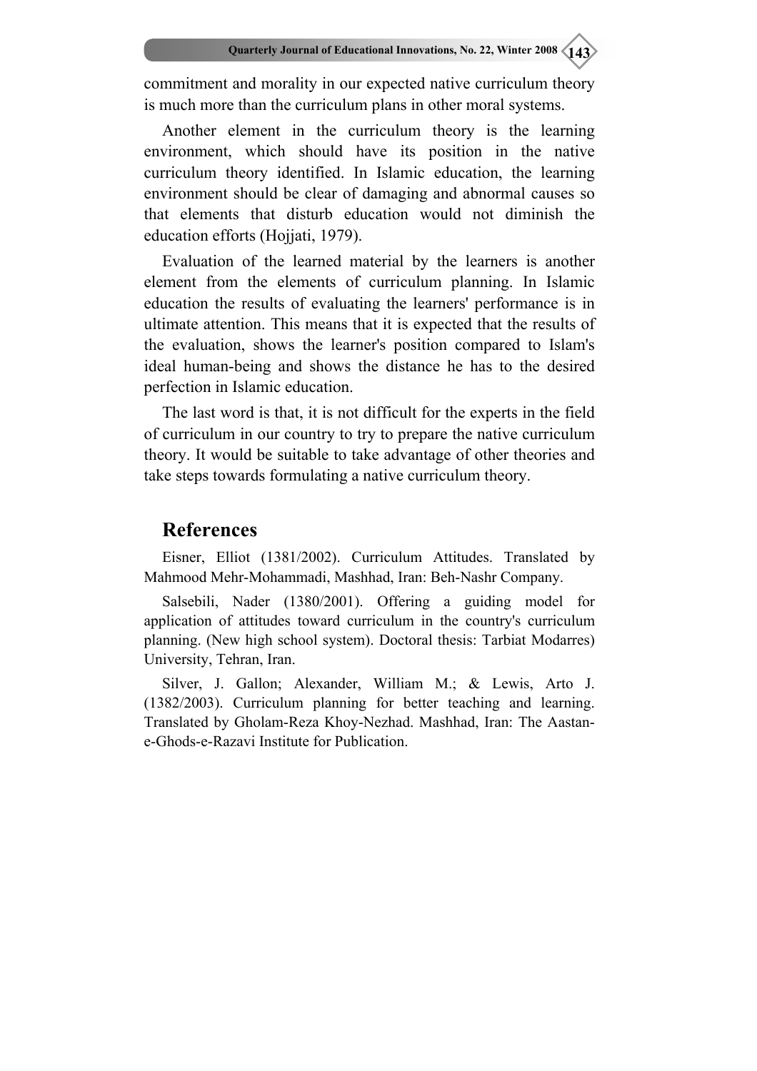commitment and morality in our expected native curriculum theory is much more than the curriculum plans in other moral systems.

Another element in the curriculum theory is the learning environment, which should have its position in the native curriculum theory identified. In Islamic education, the learning environment should be clear of damaging and abnormal causes so that elements that disturb education would not diminish the education efforts (Hojjati, 1979).

Evaluation of the learned material by the learners is another element from the elements of curriculum planning. In Islamic education the results of evaluating the learners' performance is in ultimate attention. This means that it is expected that the results of the evaluation, shows the learner's position compared to Islam's ideal human-being and shows the distance he has to the desired perfection in Islamic education.

The last word is that, it is not difficult for the experts in the field of curriculum in our country to try to prepare the native curriculum theory. It would be suitable to take advantage of other theories and take steps towards formulating a native curriculum theory.

## References

Eisner, Elliot (1381/2002). Curriculum Attitudes. Translated by Mahmood Mehr-Mohammadi, Mashhad, Iran: Beh-Nashr Company.

Salsebili, Nader (1380/2001). Offering a guiding model for application of attitudes toward curriculum in the country's curriculum planning. (New high school system). Doctoral thesis: Tarbiat Modarres) University, Tehran, Iran.

Silver, J. Gallon; Alexander, William M.; & Lewis, Arto J. (1382/2003). Curriculum planning for better teaching and learning. Translated by Gholam-Reza Khoy-Nezhad. Mashhad, Iran: The Aastan-e-Ghods-e-Razavi Institute for Publication.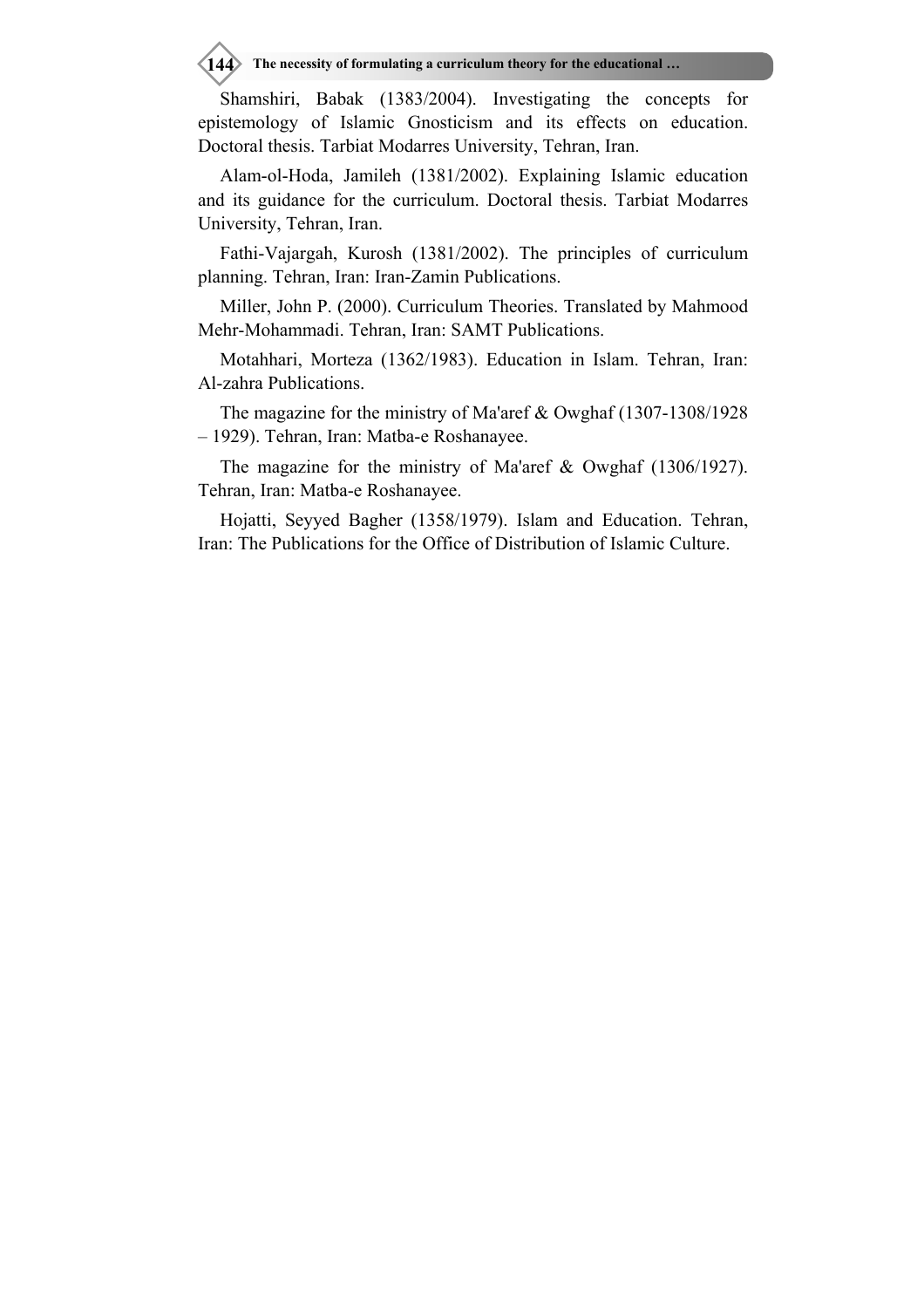Shamshiri, Babak (1383/2004). Investigating the concepts for epistemology of Islamic Gnosticism and its effects on education. Doctoral thesis. Tarbiat Modarres University, Tehran, Iran.

Alam-ol-Hoda, Jamileh (1381/2002). Explaining Islamic education and its guidance for the curriculum. Doctoral thesis. Tarbiat Modarres University, Tehran, Iran.

Fathi-Vajargah, Kurosh (1381/2002). The principles of curriculum planning. Tehran, Iran: Iran-Zamin Publications.

Miller, John P. (2000). Curriculum Theories. Translated by Mahmood Mehr-Mohammadi. Tehran, Iran: SAMT Publications.

Motahhari, Morteza (1362/1983). Education in Islam. Tehran, Iran: Al-zahra Publications.

The magazine for the ministry of Ma'aref & Owghaf (1307-1308/1928 – 1929). Tehran, Iran: Matba-e Roshanayee.

The magazine for the ministry of Ma'aref & Owghaf (1306/1927). Tehran, Iran: Matba-e Roshanayee.

Hojatti, Seyyed Bagher (1358/1979). Islam and Education. Tehran, Iran: The Publications for the Office of Distribution of Islamic Culture.